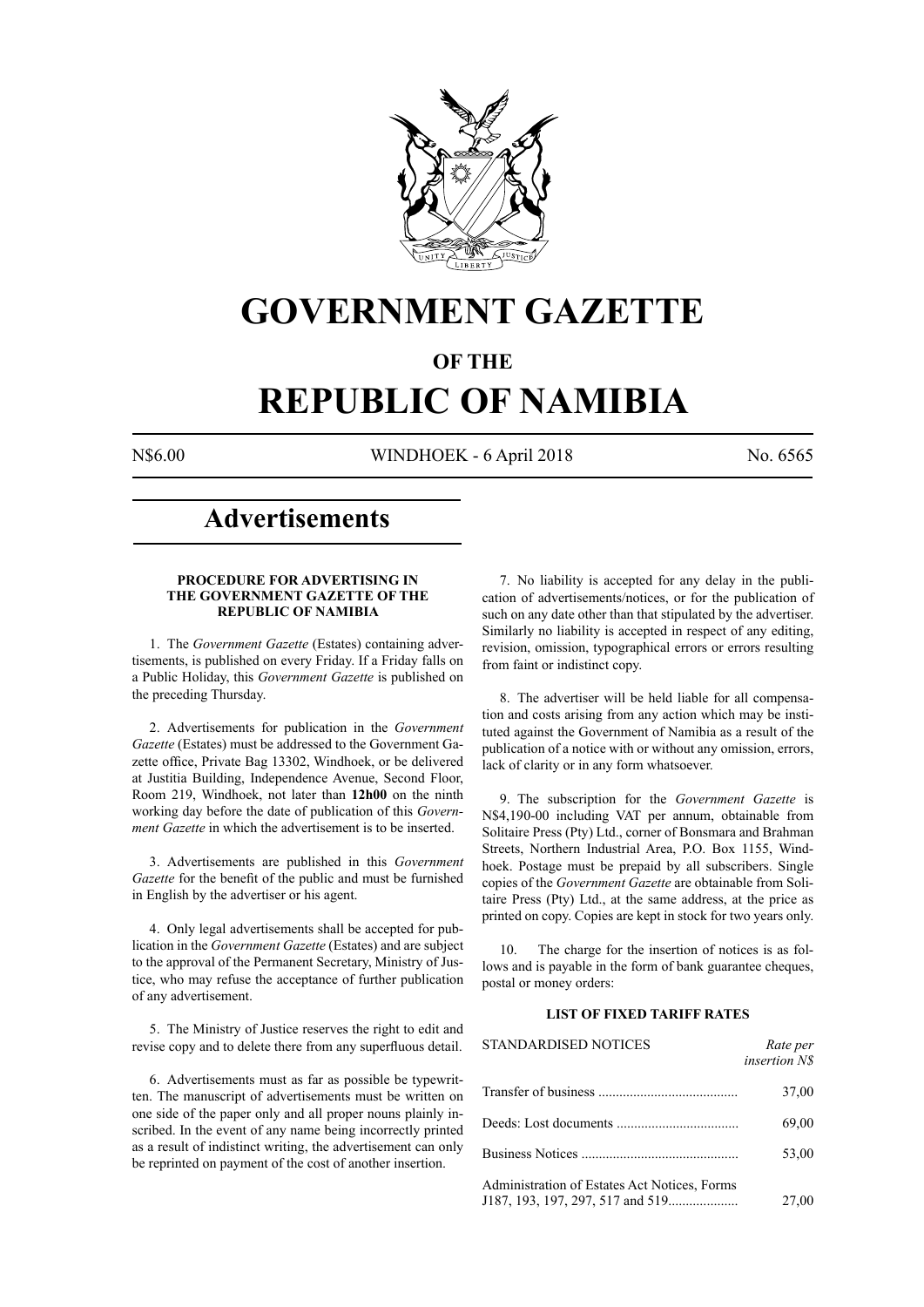# GOVERNMENT GAZETTE

## OF THE

# REPUBLIC OF NAMIBIA

N$6.00 WINDHOEK - 6 April 2018 No. 6565

# Advertisements

### PROCEDURE FOR ADVERTISING IN THE GOVERNMENT GAZETTE OF THE REPUBLIC OF NAMIBIA

1. The *Government Gazette* (Estates) containing advertisements, is published on every Friday. If a Friday falls on a Public Holiday, this *Government Gazette* is published on the preceding Thursday.

2. Advertisements for publication in the *Government Gazette* (Estates) must be addressed to the Government Gazette office, Private Bag 13302, Windhoek, or be delivered at Justitia Building, Independence Avenue, Second Floor, Room 219, Windhoek, not later than **12h00** on the ninth working day before the date of publication of this *Government Gazette* in which the advertisement is to be inserted.

3. Advertisements are published in this *Government Gazette* for the benefit of the public and must be furnished in English by the advertiser or his agent.

4. Only legal advertisements shall be accepted for publication in the *Government Gazette* (Estates) and are subject to the approval of the Permanent Secretary, Ministry of Justice, who may refuse the acceptance of further publication of any advertisement.

5. The Ministry of Justice reserves the right to edit and revise copy and to delete there from any superfluous detail.

6. Advertisements must as far as possible be typewritten. The manuscript of advertisements must be written on one side of the paper only and all proper nouns plainly inscribed. In the event of any name being incorrectly printed as a result of indistinct writing, the advertisement can only be reprinted on payment of the cost of another insertion.

7. No liability is accepted for any delay in the publication of advertisements/notices, or for the publication of such on any date other than that stipulated by the advertiser. Similarly no liability is accepted in respect of any editing, revision, omission, typographical errors or errors resulting from faint or indistinct copy.

8. The advertiser will be held liable for all compensation and costs arising from any action which may be instituted against the Government of Namibia as a result of the publication of a notice with or without any omission, errors, lack of clarity or in any form whatsoever.

9. The subscription for the *Government Gazette* is N$4,190-00 including VAT per annum, obtainable from Solitaire Press (Pty) Ltd., corner of Bonsmara and Brahman Streets, Northern Industrial Area, P.O. Box 1155, Windhoek. Postage must be prepaid by all subscribers. Single copies of the *Government Gazette* are obtainable from Solitaire Press (Pty) Ltd., at the same address, at the price as printed on copy. Copies are kept in stock for two years only.

10. The charge for the insertion of notices is as follows and is payable in the form of bank guarantee cheques, postal or money orders:

### LIST OF FIXED TARIFF RATES

| STANDARDISED NOTICES | *Rate per insertion N$* |
|---|---|
| Transfer of business | 37,00 |
| Deeds: Lost documents | 69,00 |
| Business Notices | 53,00 |
| Administration of Estates Act Notices, Forms J187, 193, 197, 297, 517 and 519 | 27,00 |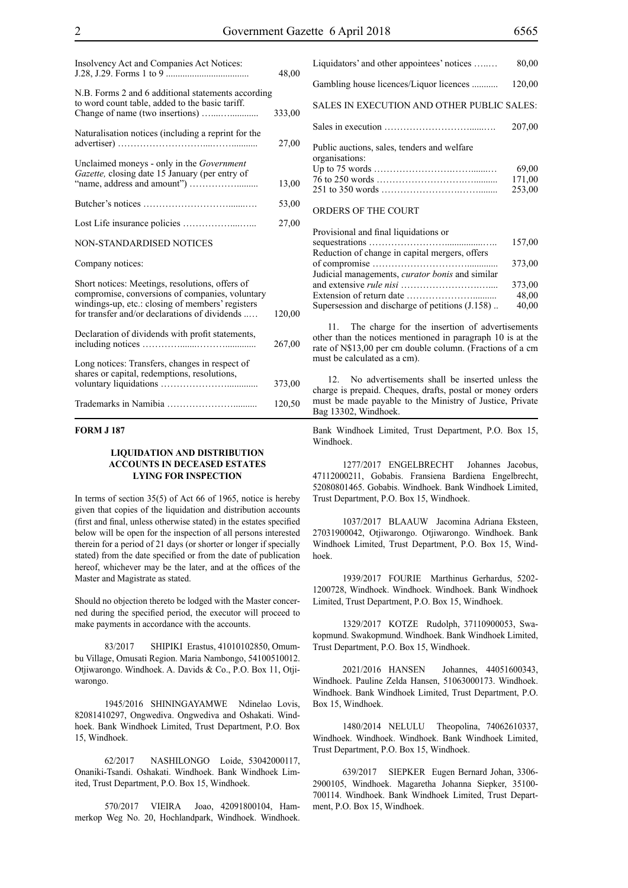| | |
|---|---|
| Insolvency Act and Companies Act Notices: J.28, J.29. Forms 1 to 9 .................................. | 48,00 |
| N.B. Forms 2 and 6 additional statements according to word count table, added to the basic tariff. | |
| Change of name (two insertions) …....…........... | 333,00 |
| Naturalisation notices (including a reprint for the advertiser) …………………….....……........... | 27,00 |
| Unclaimed moneys - only in the *Government Gazette,* closing date 15 January (per entry of "name, address and amount") ……………......... | 13,00 |
| Butcher's notices …………………………......…. | 53,00 |
| Lost Life insurance policies …………….....…... | 27,00 |

NON-STANDARDISED NOTICES

Company notices:

| | |
|---|---|
| Short notices: Meetings, resolutions, offers of compromise, conversions of companies, voluntary windings-up, etc.: closing of members' registers for transfer and/or declarations of dividends ..… | 120,00 |
| Declaration of dividends with profit statements, including notices ……………......………............. | 267,00 |
| Long notices: Transfers, changes in respect of shares or capital, redemptions, resolutions, voluntary liquidations ………………….............. | 373,00 |
| Trademarks in Namibia ………………….......... | 120,50 |
| Liquidators' and other appointees' notices …..…. | 80,00 |
| Gambling house licences/Liquor licences ........... | 120,00 |

SALES IN EXECUTION AND OTHER PUBLIC SALES:

| | |
|---|---|
| Sales in execution ………………………......…. | 207,00 |
| Public auctions, sales, tenders and welfare organisations: | |
| Up to 75 words …………………….……......… | 69,00 |
| 76 to 250 words ……………………….…......... | 171,00 |
| 251 to 350 words …………………….……........ | 253,00 |

ORDERS OF THE COURT

| | |
|---|---|
| Provisional and final liquidations or sequestrations ……………………................…... | 157,00 |
| Reduction of change in capital mergers, offers of compromise …………………………............. | 373,00 |
| Judicial managements, *curator bonis* and similar and extensive *rule nisi* ……………………….…... | 373,00 |
| Extension of return date ……………….…......... | 48,00 |
| Supersession and discharge of petitions (J.158) .. | 40,00 |

11. The charge for the insertion of advertisements other than the notices mentioned in paragraph 10 is at the rate of N$13,00 per cm double column. (Fractions of a cm must be calculated as a cm).

12. No advertisements shall be inserted unless the charge is prepaid. Cheques, drafts, postal or money orders must be made payable to the Ministry of Justice, Private Bag 13302, Windhoek.

**FORM J 187**

### LIQUIDATION AND DISTRIBUTION ACCOUNTS IN DECEASED ESTATES LYING FOR INSPECTION

In terms of section 35(5) of Act 66 of 1965, notice is hereby given that copies of the liquidation and distribution accounts (first and final, unless otherwise stated) in the estates specified below will be open for the inspection of all persons interested therein for a period of 21 days (or shorter or longer if specially stated) from the date specified or from the date of publication hereof, whichever may be the later, and at the offices of the Master and Magistrate as stated.

Should no objection thereto be lodged with the Master concerned during the specified period, the executor will proceed to make payments in accordance with the accounts.

83/2017 SHIPIKI Erastus, 41010102850, Omumbu Village, Omusati Region. Maria Nambongo, 54100510012. Otjiwarongo. Windhoek. A. Davids & Co., P.O. Box 11, Otjiwarongo.

1945/2016 SHININGAYAMWE Ndinelao Lovis, 82081410297, Ongwediva. Ongwediva and Oshakati. Windhoek. Bank Windhoek Limited, Trust Department, P.O. Box 15, Windhoek.

62/2017 NASHILONGO Loide, 53042000117, Onaniki-Tsandi. Oshakati. Windhoek. Bank Windhoek Limited, Trust Department, P.O. Box 15, Windhoek.

570/2017 VIEIRA Joao, 42091800104, Hammerkop Weg No. 20, Hochlandpark, Windhoek. Windhoek. Bank Windhoek Limited, Trust Department, P.O. Box 15, Windhoek.

1277/2017 ENGELBRECHT Johannes Jacobus, 47112000211, Gobabis. Fransiena Bardiena Engelbrecht, 52080801465. Gobabis. Windhoek. Bank Windhoek Limited, Trust Department, P.O. Box 15, Windhoek.

1037/2017 BLAAUW Jacomina Adriana Eksteen, 27031900042, Otjiwarongo. Otjiwarongo. Windhoek. Bank Windhoek Limited, Trust Department, P.O. Box 15, Windhoek.

1939/2017 FOURIE Marthinus Gerhardus, 5202-1200728, Windhoek. Windhoek. Windhoek. Bank Windhoek Limited, Trust Department, P.O. Box 15, Windhoek.

1329/2017 KOTZE Rudolph, 37110900053, Swakopmund. Swakopmund. Windhoek. Bank Windhoek Limited, Trust Department, P.O. Box 15, Windhoek.

2021/2016 HANSEN Johannes, 44051600343, Windhoek. Pauline Zelda Hansen, 51063000173. Windhoek. Windhoek. Bank Windhoek Limited, Trust Department, P.O. Box 15, Windhoek.

1480/2014 NELULU Theopolina, 74062610337, Windhoek. Windhoek. Windhoek. Bank Windhoek Limited, Trust Department, P.O. Box 15, Windhoek.

639/2017 SIEPKER Eugen Bernard Johan, 3306-2900105, Windhoek. Magaretha Johanna Siepker, 35100-700114. Windhoek. Bank Windhoek Limited, Trust Department, P.O. Box 15, Windhoek.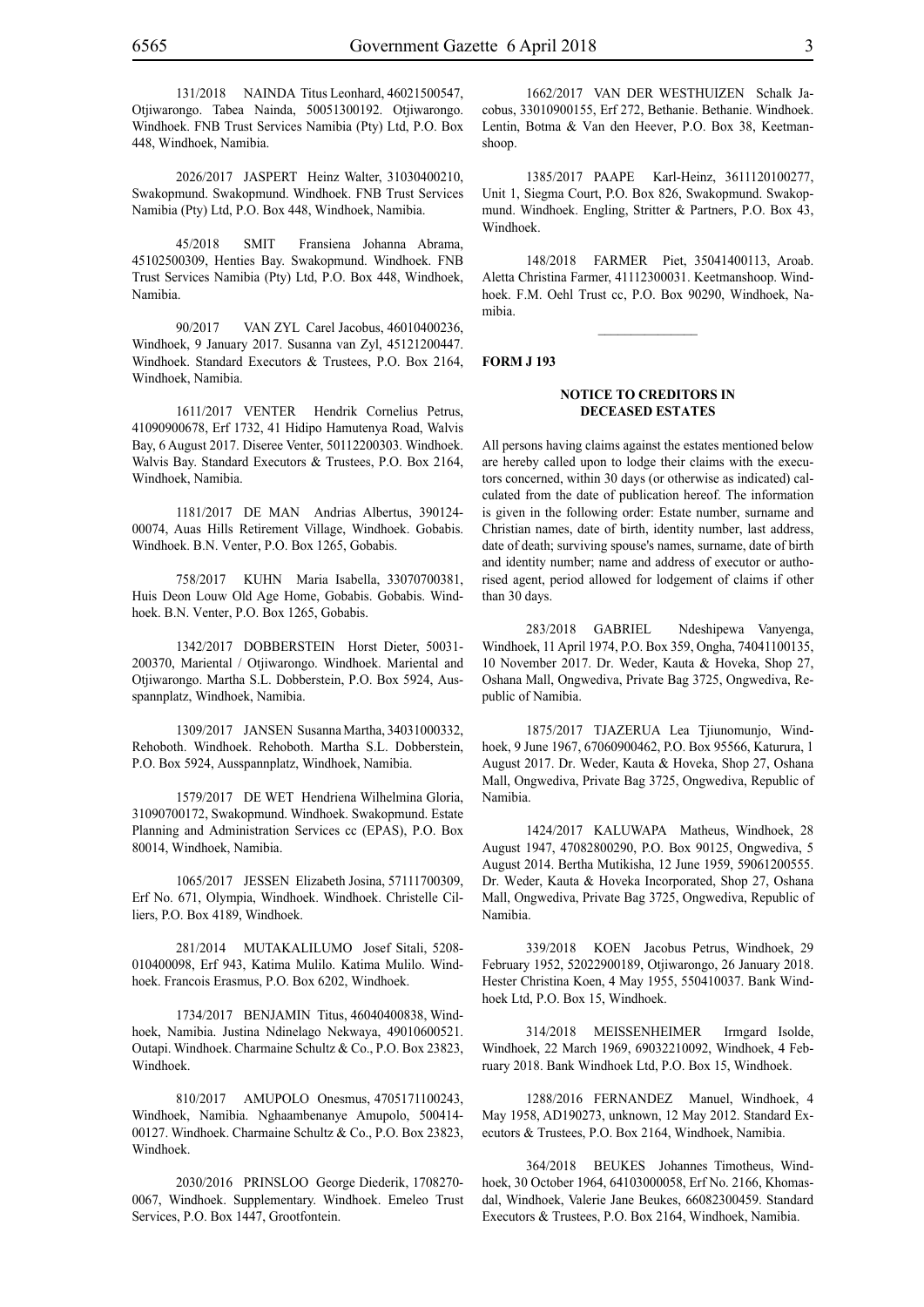131/2018 NAINDA Titus Leonhard, 46021500547, Otjiwarongo. Tabea Nainda, 50051300192. Otjiwarongo. Windhoek. FNB Trust Services Namibia (Pty) Ltd, P.O. Box 448, Windhoek, Namibia.

2026/2017 JASPERT Heinz Walter, 31030400210, Swakopmund. Swakopmund. Windhoek. FNB Trust Services Namibia (Pty) Ltd, P.O. Box 448, Windhoek, Namibia.

45/2018 SMIT Fransiena Johanna Abrama, 45102500309, Henties Bay. Swakopmund. Windhoek. FNB Trust Services Namibia (Pty) Ltd, P.O. Box 448, Windhoek, Namibia.

90/2017 VAN ZYL Carel Jacobus, 46010400236, Windhoek, 9 January 2017. Susanna van Zyl, 45121200447. Windhoek. Standard Executors & Trustees, P.O. Box 2164, Windhoek, Namibia.

1611/2017 VENTER Hendrik Cornelius Petrus, 41090900678, Erf 1732, 41 Hidipo Hamutenya Road, Walvis Bay, 6 August 2017. Diseree Venter, 50112200303. Windhoek. Walvis Bay. Standard Executors & Trustees, P.O. Box 2164, Windhoek, Namibia.

1181/2017 DE MAN Andrias Albertus, 390124-00074, Auas Hills Retirement Village, Windhoek. Gobabis. Windhoek. B.N. Venter, P.O. Box 1265, Gobabis.

758/2017 KUHN Maria Isabella, 33070700381, Huis Deon Louw Old Age Home, Gobabis. Gobabis. Windhoek. B.N. Venter, P.O. Box 1265, Gobabis.

1342/2017 DOBBERSTEIN Horst Dieter, 50031-200370, Mariental / Otjiwarongo. Windhoek. Mariental and Otjiwarongo. Martha S.L. Dobberstein, P.O. Box 5924, Ausspannplatz, Windhoek, Namibia.

1309/2017 JANSEN Susanna Martha, 34031000332, Rehoboth. Windhoek. Rehoboth. Martha S.L. Dobberstein, P.O. Box 5924, Ausspannplatz, Windhoek, Namibia.

1579/2017 DE WET Hendriena Wilhelmina Gloria, 31090700172, Swakopmund. Windhoek. Swakopmund. Estate Planning and Administration Services cc (EPAS), P.O. Box 80014, Windhoek, Namibia.

1065/2017 JESSEN Elizabeth Josina, 57111700309, Erf No. 671, Olympia, Windhoek. Windhoek. Christelle Cilliers, P.O. Box 4189, Windhoek.

281/2014 MUTAKALILUMO Josef Sitali, 5208-010400098, Erf 943, Katima Mulilo. Katima Mulilo. Windhoek. Francois Erasmus, P.O. Box 6202, Windhoek.

1734/2017 BENJAMIN Titus, 46040400838, Windhoek, Namibia. Justina Ndinelago Nekwaya, 49010600521. Outapi. Windhoek. Charmaine Schultz & Co., P.O. Box 23823, Windhoek.

810/2017 AMUPOLO Onesmus, 4705171100243, Windhoek, Namibia. Nghaambenanye Amupolo, 500414-00127. Windhoek. Charmaine Schultz & Co., P.O. Box 23823, Windhoek.

2030/2016 PRINSLOO George Diederik, 1708270-0067, Windhoek. Supplementary. Windhoek. Emeleo Trust Services, P.O. Box 1447, Grootfontein.

1662/2017 VAN DER WESTHUIZEN Schalk Jacobus, 33010900155, Erf 272, Bethanie. Bethanie. Windhoek. Lentin, Botma & Van den Heever, P.O. Box 38, Keetmanshoop.

1385/2017 PAAPE Karl-Heinz, 3611120100277, Unit 1, Siegma Court, P.O. Box 826, Swakopmund. Swakopmund. Windhoek. Engling, Stritter & Partners, P.O. Box 43, Windhoek.

148/2018 FARMER Piet, 35041400113, Aroab. Aletta Christina Farmer, 41112300031. Keetmanshoop. Windhoek. F.M. Oehl Trust cc, P.O. Box 90290, Windhoek, Namibia.

---

**FORM J 193**

**NOTICE TO CREDITORS IN DECEASED ESTATES**

All persons having claims against the estates mentioned below are hereby called upon to lodge their claims with the executors concerned, within 30 days (or otherwise as indicated) calculated from the date of publication hereof. The information is given in the following order: Estate number, surname and Christian names, date of birth, identity number, last address, date of death; surviving spouse's names, surname, date of birth and identity number; name and address of executor or authorised agent, period allowed for lodgement of claims if other than 30 days.

283/2018 GABRIEL Ndeshipewa Vanyenga, Windhoek, 11 April 1974, P.O. Box 359, Ongha, 74041100135, 10 November 2017. Dr. Weder, Kauta & Hoveka, Shop 27, Oshana Mall, Ongwediva, Private Bag 3725, Ongwediva, Republic of Namibia.

1875/2017 TJAZERUA Lea Tjiunomunjo, Windhoek, 9 June 1967, 67060900462, P.O. Box 95566, Katurura, 1 August 2017. Dr. Weder, Kauta & Hoveka, Shop 27, Oshana Mall, Ongwediva, Private Bag 3725, Ongwediva, Republic of Namibia.

1424/2017 KALUWAPA Matheus, Windhoek, 28 August 1947, 47082800290, P.O. Box 90125, Ongwediva, 5 August 2014. Bertha Mutikisha, 12 June 1959, 59061200555. Dr. Weder, Kauta & Hoveka Incorporated, Shop 27, Oshana Mall, Ongwediva, Private Bag 3725, Ongwediva, Republic of Namibia.

339/2018 KOEN Jacobus Petrus, Windhoek, 29 February 1952, 52022900189, Otjiwarongo, 26 January 2018. Hester Christina Koen, 4 May 1955, 550410037. Bank Windhoek Ltd, P.O. Box 15, Windhoek.

314/2018 MEISSENHEIMER Irmgard Isolde, Windhoek, 22 March 1969, 69032210092, Windhoek, 4 February 2018. Bank Windhoek Ltd, P.O. Box 15, Windhoek.

1288/2016 FERNANDEZ Manuel, Windhoek, 4 May 1958, AD190273, unknown, 12 May 2012. Standard Executors & Trustees, P.O. Box 2164, Windhoek, Namibia.

364/2018 BEUKES Johannes Timotheus, Windhoek, 30 October 1964, 64103000058, Erf No. 2166, Khomasdal, Windhoek, Valerie Jane Beukes, 66082300459. Standard Executors & Trustees, P.O. Box 2164, Windhoek, Namibia.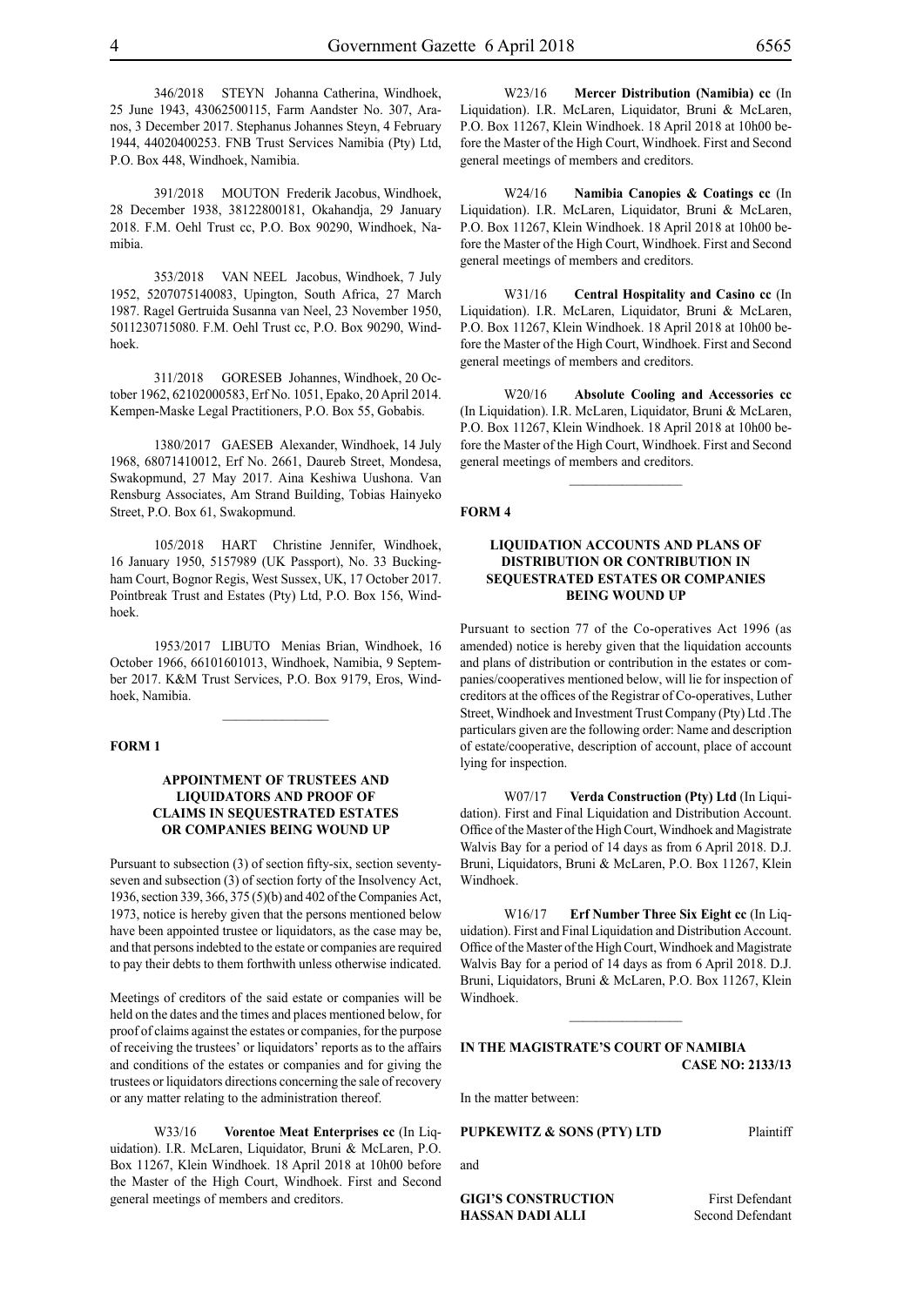346/2018 STEYN Johanna Catherina, Windhoek, 25 June 1943, 43062500115, Farm Aandster No. 307, Aranos, 3 December 2017. Stephanus Johannes Steyn, 4 February 1944, 44020400253. FNB Trust Services Namibia (Pty) Ltd, P.O. Box 448, Windhoek, Namibia.

391/2018 MOUTON Frederik Jacobus, Windhoek, 28 December 1938, 38122800181, Okahandja, 29 January 2018. F.M. Oehl Trust cc, P.O. Box 90290, Windhoek, Namibia.

353/2018 VAN NEEL Jacobus, Windhoek, 7 July 1952, 5207075140083, Upington, South Africa, 27 March 1987. Ragel Gertruida Susanna van Neel, 23 November 1950, 5011230715080. F.M. Oehl Trust cc, P.O. Box 90290, Windhoek.

311/2018 GORESEB Johannes, Windhoek, 20 October 1962, 62102000583, Erf No. 1051, Epako, 20 April 2014. Kempen-Maske Legal Practitioners, P.O. Box 55, Gobabis.

1380/2017 GAESEB Alexander, Windhoek, 14 July 1968, 68071410012, Erf No. 2661, Daureb Street, Mondesa, Swakopmund, 27 May 2017. Aina Keshiwa Uushona. Van Rensburg Associates, Am Strand Building, Tobias Hainyeko Street, P.O. Box 61, Swakopmund.

105/2018 HART Christine Jennifer, Windhoek, 16 January 1950, 5157989 (UK Passport), No. 33 Buckingham Court, Bognor Regis, West Sussex, UK, 17 October 2017. Pointbreak Trust and Estates (Pty) Ltd, P.O. Box 156, Windhoek.

1953/2017 LIBUTO Menias Brian, Windhoek, 16 October 1966, 66101601013, Windhoek, Namibia, 9 September 2017. K&M Trust Services, P.O. Box 9179, Eros, Windhoek, Namibia.

---

**FORM 1**

### APPOINTMENT OF TRUSTEES AND LIQUIDATORS AND PROOF OF CLAIMS IN SEQUESTRATED ESTATES OR COMPANIES BEING WOUND UP

Pursuant to subsection (3) of section fifty-six, section seventy-seven and subsection (3) of section forty of the Insolvency Act, 1936, section 339, 366, 375 (5)(b) and 402 of the Companies Act, 1973, notice is hereby given that the persons mentioned below have been appointed trustee or liquidators, as the case may be, and that persons indebted to the estate or companies are required to pay their debts to them forthwith unless otherwise indicated.

Meetings of creditors of the said estate or companies will be held on the dates and the times and places mentioned below, for proof of claims against the estates or companies, for the purpose of receiving the trustees' or liquidators' reports as to the affairs and conditions of the estates or companies and for giving the trustees or liquidators directions concerning the sale of recovery or any matter relating to the administration thereof.

W33/16 **Vorentoe Meat Enterprises cc** (In Liquidation). I.R. McLaren, Liquidator, Bruni & McLaren, P.O. Box 11267, Klein Windhoek. 18 April 2018 at 10h00 before the Master of the High Court, Windhoek. First and Second general meetings of members and creditors.

W23/16 **Mercer Distribution (Namibia) cc** (In Liquidation). I.R. McLaren, Liquidator, Bruni & McLaren, P.O. Box 11267, Klein Windhoek. 18 April 2018 at 10h00 before the Master of the High Court, Windhoek. First and Second general meetings of members and creditors.

W24/16 **Namibia Canopies & Coatings cc** (In Liquidation). I.R. McLaren, Liquidator, Bruni & McLaren, P.O. Box 11267, Klein Windhoek. 18 April 2018 at 10h00 before the Master of the High Court, Windhoek. First and Second general meetings of members and creditors.

W31/16 **Central Hospitality and Casino cc** (In Liquidation). I.R. McLaren, Liquidator, Bruni & McLaren, P.O. Box 11267, Klein Windhoek. 18 April 2018 at 10h00 before the Master of the High Court, Windhoek. First and Second general meetings of members and creditors.

W20/16 **Absolute Cooling and Accessories cc** (In Liquidation). I.R. McLaren, Liquidator, Bruni & McLaren, P.O. Box 11267, Klein Windhoek. 18 April 2018 at 10h00 before the Master of the High Court, Windhoek. First and Second general meetings of members and creditors.

---

**FORM 4**

### LIQUIDATION ACCOUNTS AND PLANS OF DISTRIBUTION OR CONTRIBUTION IN SEQUESTRATED ESTATES OR COMPANIES BEING WOUND UP

Pursuant to section 77 of the Co-operatives Act 1996 (as amended) notice is hereby given that the liquidation accounts and plans of distribution or contribution in the estates or companies/cooperatives mentioned below, will lie for inspection of creditors at the offices of the Registrar of Co-operatives, Luther Street, Windhoek and Investment Trust Company (Pty) Ltd .The particulars given are the following order: Name and description of estate/cooperative, description of account, place of account lying for inspection.

W07/17 **Verda Construction (Pty) Ltd** (In Liquidation). First and Final Liquidation and Distribution Account. Office of the Master of the High Court, Windhoek and Magistrate Walvis Bay for a period of 14 days as from 6 April 2018. D.J. Bruni, Liquidators, Bruni & McLaren, P.O. Box 11267, Klein Windhoek.

W16/17 **Erf Number Three Six Eight cc** (In Liquidation). First and Final Liquidation and Distribution Account. Office of the Master of the High Court, Windhoek and Magistrate Walvis Bay for a period of 14 days as from 6 April 2018. D.J. Bruni, Liquidators, Bruni & McLaren, P.O. Box 11267, Klein Windhoek.

---

**IN THE MAGISTRATE'S COURT OF NAMIBIA**
**CASE NO: 2133/13**

In the matter between:

**PUPKEWITZ & SONS (PTY) LTD** Plaintiff

and

**GIGI'S CONSTRUCTION** First Defendant
**HASSAN DADI ALLI** Second Defendant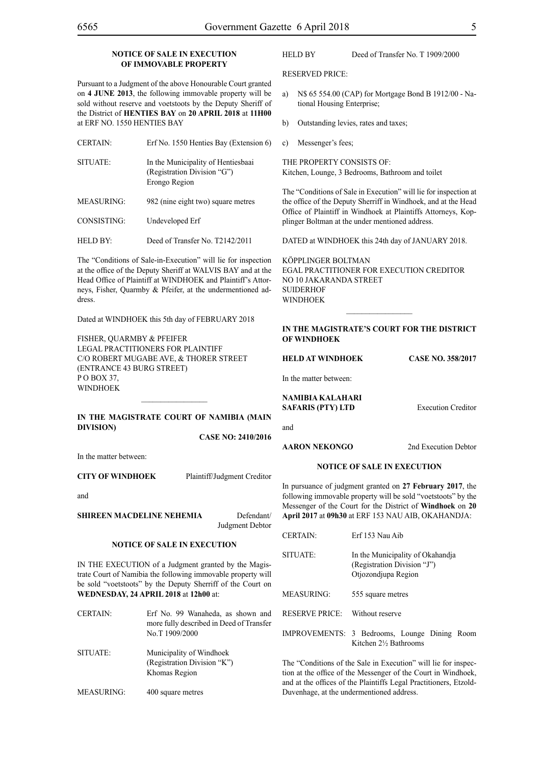**NOTICE OF SALE IN EXECUTION OF IMMOVABLE PROPERTY**

Pursuant to a Judgment of the above Honourable Court granted on **4 JUNE 2013**, the following immovable property will be sold without reserve and voetstoots by the Deputy Sheriff of the District of **HENTIES BAY** on **20 APRIL 2018** at **11H00** at ERF NO. 1550 HENTIES BAY

| | |
|---|---|
| CERTAIN: | Erf No. 1550 Henties Bay (Extension 6) |
| SITUATE: | In the Municipality of Hentiesbaai (Registration Division "G") Erongo Region |
| MEASURING: | 982 (nine eight two) square metres |
| CONSISTING: | Undeveloped Erf |
| HELD BY: | Deed of Transfer No. T2142/2011 |

The "Conditions of Sale-in-Execution" will lie for inspection at the office of the Deputy Sheriff at WALVIS BAY and at the Head Office of Plaintiff at WINDHOEK and Plaintiff's Attorneys, Fisher, Quarmby & Pfeifer, at the undermentioned address.

Dated at WINDHOEK this 5th day of FEBRUARY 2018

FISHER, QUARMBY & PFEIFER
LEGAL PRACTITIONERS FOR PLAINTIFF
C/O ROBERT MUGABE AVE, & THORER STREET
(ENTRANCE 43 BURG STREET)
P O BOX 37,
WINDHOEK

---

**IN THE MAGISTRATE COURT OF NAMIBIA (MAIN DIVISION)**

**CASE NO: 2410/2016**

In the matter between:

**CITY OF WINDHOEK** Plaintiff/Judgment Creditor

and

**SHIREEN MACDELINE NEHEMIA** Defendant/Judgment Debtor

**NOTICE OF SALE IN EXECUTION**

IN THE EXECUTION of a Judgment granted by the Magistrate Court of Namibia the following immovable property will be sold "voetstoots" by the Deputy Sherriff of the Court on **WEDNESDAY, 24 APRIL 2018** at **12h00** at:

| | |
|---|---|
| CERTAIN: | Erf No. 99 Wanaheda, as shown and more fully described in Deed of Transfer No.T 1909/2000 |
| SITUATE: | Municipality of Windhoek (Registration Division "K") Khomas Region |
| MEASURING: | 400 square metres |
| HELD BY | Deed of Transfer No. T 1909/2000 |

RESERVED PRICE:

a) N$ 65 554.00 (CAP) for Mortgage Bond B 1912/00 - National Housing Enterprise;

b) Outstanding levies, rates and taxes;

c) Messenger's fees;

THE PROPERTY CONSISTS OF:
Kitchen, Lounge, 3 Bedrooms, Bathroom and toilet

The "Conditions of Sale in Execution" will lie for inspection at the office of the Deputy Sherriff in Windhoek, and at the Head Office of Plaintiff in Windhoek at Plaintiffs Attorneys, Kopplinger Boltman at the under mentioned address.

DATED at WINDHOEK this 24th day of JANUARY 2018.

KÖPPLINGER BOLTMAN
EGAL PRACTITIONER FOR EXECUTION CREDITOR
NO 10 JAKARANDA STREET
SUIDERHOF
WINDHOEK

---

**IN THE MAGISTRATE'S COURT FOR THE DISTRICT OF WINDHOEK**

**HELD AT WINDHOEK** **CASE NO. 358/2017**

In the matter between:

**NAMIBIA KALAHARI SAFARIS (PTY) LTD** Execution Creditor

and

**AARON NEKONGO** 2nd Execution Debtor

**NOTICE OF SALE IN EXECUTION**

In pursuance of judgment granted on **27 February 2017**, the following immovable property will be sold "voetstoots" by the Messenger of the Court for the District of **Windhoek** on **20 April 2017** at **09h30** at ERF 153 NAU AIB, OKAHANDJA:

| | |
|---|---|
| CERTAIN: | Erf 153 Nau Aib |
| SITUATE: | In the Municipality of Okahandja (Registration Division "J") Otjozondjupa Region |
| MEASURING: | 555 square metres |
| RESERVE PRICE: | Without reserve |
| IMPROVEMENTS: | 3 Bedrooms, Lounge Dining Room Kitchen 2½ Bathrooms |

The "Conditions of the Sale in Execution" will lie for inspection at the office of the Messenger of the Court in Windhoek, and at the offices of the Plaintiffs Legal Practitioners, Etzold-Duvenhage, at the undermentioned address.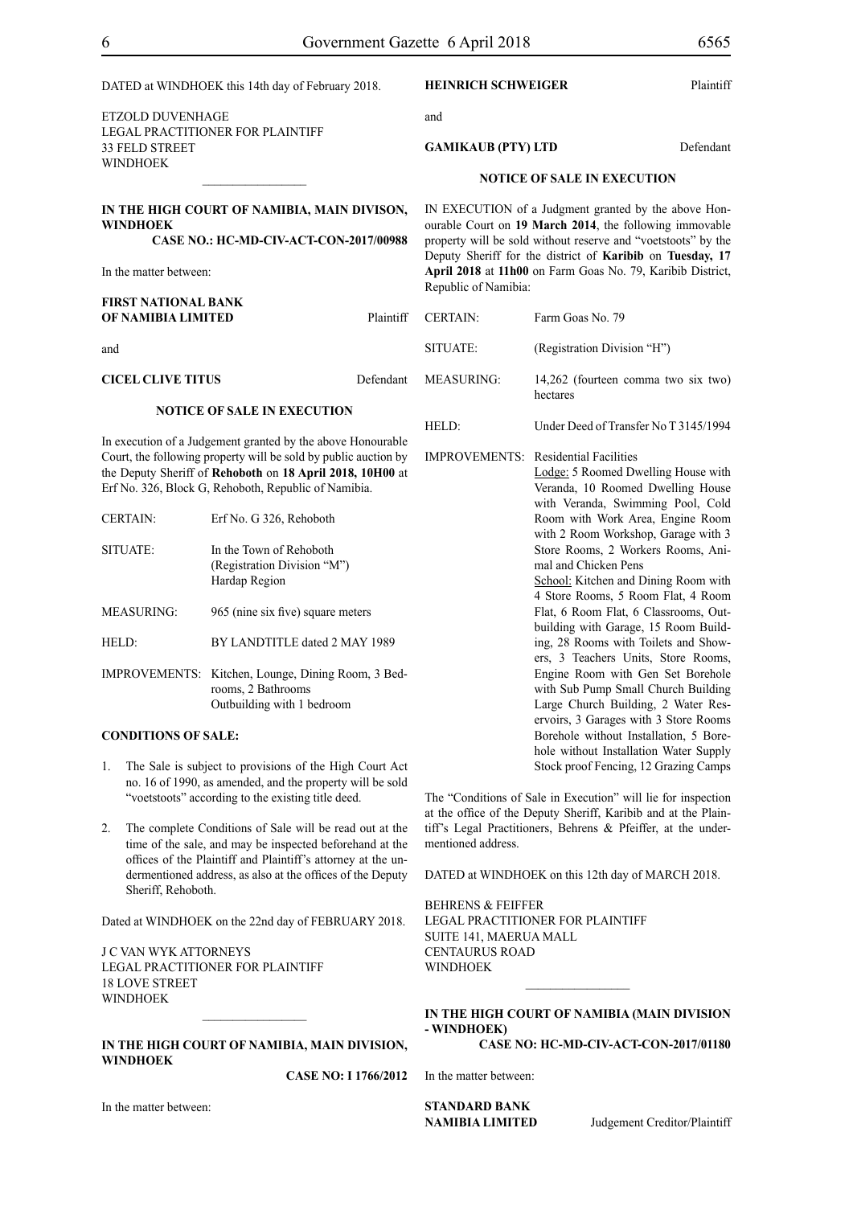DATED at WINDHOEK this 14th day of February 2018.

ETZOLD DUVENHAGE
LEGAL PRACTITIONER FOR PLAINTIFF
33 FELD STREET
WINDHOEK

---

**IN THE HIGH COURT OF NAMIBIA, MAIN DIVISON, WINDHOEK**

**CASE NO.: HC-MD-CIV-ACT-CON-2017/00988**

In the matter between:

**FIRST NATIONAL BANK OF NAMIBIA LIMITED** Plaintiff

and

**CICEL CLIVE TITUS** Defendant

**NOTICE OF SALE IN EXECUTION**

In execution of a Judgement granted by the above Honourable Court, the following property will be sold by public auction by the Deputy Sheriff of **Rehoboth** on **18 April 2018, 10H00** at Erf No. 326, Block G, Rehoboth, Republic of Namibia.

| | |
|---|---|
| CERTAIN: | Erf No. G 326, Rehoboth |
| SITUATE: | In the Town of Rehoboth (Registration Division "M") Hardap Region |
| MEASURING: | 965 (nine six five) square meters |
| HELD: | BY LANDTITLE dated 2 MAY 1989 |
| IMPROVEMENTS: | Kitchen, Lounge, Dining Room, 3 Bedrooms, 2 Bathrooms Outbuilding with 1 bedroom |

**CONDITIONS OF SALE:**

1. The Sale is subject to provisions of the High Court Act no. 16 of 1990, as amended, and the property will be sold "voetstoots" according to the existing title deed.

2. The complete Conditions of Sale will be read out at the time of the sale, and may be inspected beforehand at the offices of the Plaintiff and Plaintiff's attorney at the undermentioned address, as also at the offices of the Deputy Sheriff, Rehoboth.

Dated at WINDHOEK on the 22nd day of FEBRUARY 2018.

J C VAN WYK ATTORNEYS
LEGAL PRACTITIONER FOR PLAINTIFF
18 LOVE STREET
WINDHOEK

---

**IN THE HIGH COURT OF NAMIBIA, MAIN DIVISION, WINDHOEK**

**CASE NO: I 1766/2012**

In the matter between:

**HEINRICH SCHWEIGER** Plaintiff

and

**GAMIKAUB (PTY) LTD** Defendant

**NOTICE OF SALE IN EXECUTION**

IN EXECUTION of a Judgment granted by the above Honourable Court on **19 March 2014**, the following immovable property will be sold without reserve and "voetstoots" by the Deputy Sheriff for the district of **Karibib** on **Tuesday, 17 April 2018** at **11h00** on Farm Goas No. 79, Karibib District, Republic of Namibia:

| | |
|---|---|
| CERTAIN: | Farm Goas No. 79 |
| SITUATE: | (Registration Division "H") |
| MEASURING: | 14,262 (fourteen comma two six two) hectares |
| HELD: | Under Deed of Transfer No T 3145/1994 |
| IMPROVEMENTS: | Residential Facilities<br>Lodge: 5 Roomed Dwelling House with Veranda, 10 Roomed Dwelling House with Veranda, Swimming Pool, Cold Room with Work Area, Engine Room with 2 Room Workshop, Garage with 3 Store Rooms, 2 Workers Rooms, Animal and Chicken Pens<br>School: Kitchen and Dining Room with 4 Store Rooms, 5 Room Flat, 4 Room Flat, 6 Room Flat, 6 Classrooms, Outbuilding with Garage, 15 Room Building, 28 Rooms with Toilets and Showers, 3 Teachers Units, Store Rooms, Engine Room with Gen Set Borehole with Sub Pump Small Church Building Large Church Building, 2 Water Reservoirs, 3 Garages with 3 Store Rooms Borehole without Installation, 5 Borehole without Installation Water Supply Stock proof Fencing, 12 Grazing Camps |

The "Conditions of Sale in Execution" will lie for inspection at the office of the Deputy Sheriff, Karibib and at the Plaintiff's Legal Practitioners, Behrens & Pfeiffer, at the undermentioned address.

DATED at WINDHOEK on this 12th day of MARCH 2018.

BEHRENS & FEIFFER
LEGAL PRACTITIONER FOR PLAINTIFF
SUITE 141, MAERUA MALL
CENTAURUS ROAD
WINDHOEK

---

**IN THE HIGH COURT OF NAMIBIA (MAIN DIVISION - WINDHOEK)**

**CASE NO: HC-MD-CIV-ACT-CON-2017/01180**

In the matter between:

**STANDARD BANK NAMIBIA LIMITED** Judgement Creditor/Plaintiff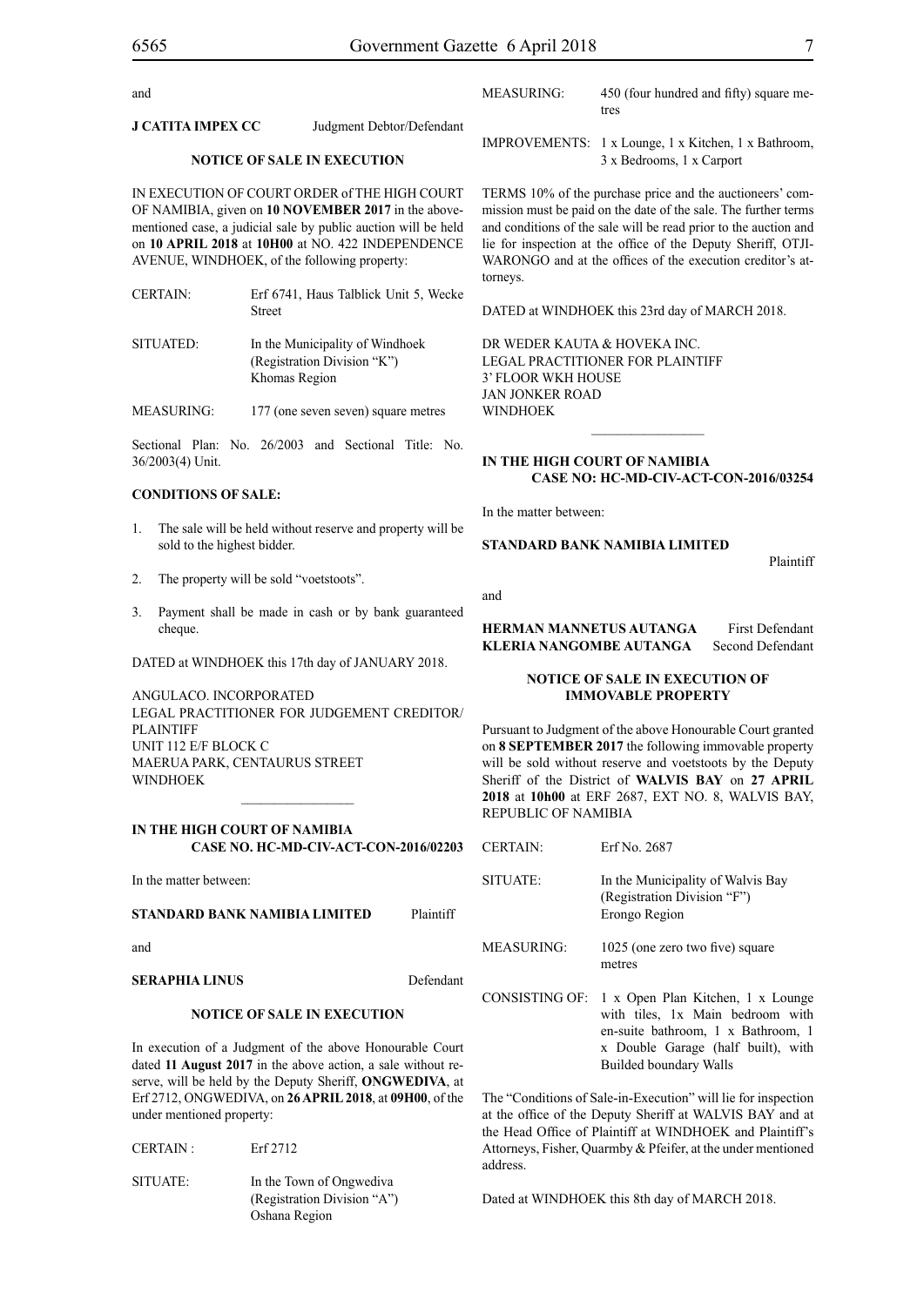and

**J CATITA IMPEX CC** Judgment Debtor/Defendant

**NOTICE OF SALE IN EXECUTION**

IN EXECUTION OF COURT ORDER of THE HIGH COURT OF NAMIBIA, given on **10 NOVEMBER 2017** in the above-mentioned case, a judicial sale by public auction will be held on **10 APRIL 2018** at **10H00** at NO. 422 INDEPENDENCE AVENUE, WINDHOEK, of the following property:

| | |
|---|---|
| CERTAIN: | Erf 6741, Haus Talblick Unit 5, Wecke Street |
| SITUATED: | In the Municipality of Windhoek (Registration Division "K") Khomas Region |
| MEASURING: | 177 (one seven seven) square metres |

Sectional Plan: No. 26/2003 and Sectional Title: No. 36/2003(4) Unit.

**CONDITIONS OF SALE:**

1. The sale will be held without reserve and property will be sold to the highest bidder.
2. The property will be sold "voetstoots".
3. Payment shall be made in cash or by bank guaranteed cheque.

DATED at WINDHOEK this 17th day of JANUARY 2018.

ANGULACO. INCORPORATED
LEGAL PRACTITIONER FOR JUDGEMENT CREDITOR/PLAINTIFF
UNIT 112 E/F BLOCK C
MAERUA PARK, CENTAURUS STREET
WINDHOEK

---

**IN THE HIGH COURT OF NAMIBIA**
**CASE NO. HC-MD-CIV-ACT-CON-2016/02203**

In the matter between:

**STANDARD BANK NAMIBIA LIMITED** Plaintiff

and

**SERAPHIA LINUS** Defendant

**NOTICE OF SALE IN EXECUTION**

In execution of a Judgment of the above Honourable Court dated **11 August 2017** in the above action, a sale without reserve, will be held by the Deputy Sheriff, **ONGWEDIVA**, at Erf 2712, ONGWEDIVA, on **26 APRIL 2018**, at **09H00**, of the under mentioned property:

| | |
|---|---|
| CERTAIN : | Erf 2712 |
| SITUATE: | In the Town of Ongwediva (Registration Division "A") Oshana Region |
| MEASURING: | 450 (four hundred and fifty) square metres |
| IMPROVEMENTS: | 1 x Lounge, 1 x Kitchen, 1 x Bathroom, 3 x Bedrooms, 1 x Carport |

TERMS 10% of the purchase price and the auctioneers' commission must be paid on the date of the sale. The further terms and conditions of the sale will be read prior to the auction and lie for inspection at the office of the Deputy Sheriff, OTJIWARONGO and at the offices of the execution creditor's attorneys.

DATED at WINDHOEK this 23rd day of MARCH 2018.

DR WEDER KAUTA & HOVEKA INC.
LEGAL PRACTITIONER FOR PLAINTIFF
3' FLOOR WKH HOUSE
JAN JONKER ROAD
WINDHOEK

---

**IN THE HIGH COURT OF NAMIBIA**
**CASE NO: HC-MD-CIV-ACT-CON-2016/03254**

In the matter between:

**STANDARD BANK NAMIBIA LIMITED** Plaintiff

and

**HERMAN MANNETUS AUTANGA** First Defendant
**KLERIA NANGOMBE AUTANGA** Second Defendant

**NOTICE OF SALE IN EXECUTION OF IMMOVABLE PROPERTY**

Pursuant to Judgment of the above Honourable Court granted on **8 SEPTEMBER 2017** the following immovable property will be sold without reserve and voetstoots by the Deputy Sheriff of the District of **WALVIS BAY** on **27 APRIL 2018** at **10h00** at ERF 2687, EXT NO. 8, WALVIS BAY, REPUBLIC OF NAMIBIA

| | |
|---|---|
| CERTAIN: | Erf No. 2687 |
| SITUATE: | In the Municipality of Walvis Bay (Registration Division "F") Erongo Region |
| MEASURING: | 1025 (one zero two five) square metres |
| CONSISTING OF: | 1 x Open Plan Kitchen, 1 x Lounge with tiles, 1x Main bedroom with en-suite bathroom, 1 x Bathroom, 1 x Double Garage (half built), with Builded boundary Walls |

The "Conditions of Sale-in-Execution" will lie for inspection at the office of the Deputy Sheriff at WALVIS BAY and at the Head Office of Plaintiff at WINDHOEK and Plaintiff's Attorneys, Fisher, Quarmby & Pfeifer, at the under mentioned address.

Dated at WINDHOEK this 8th day of MARCH 2018.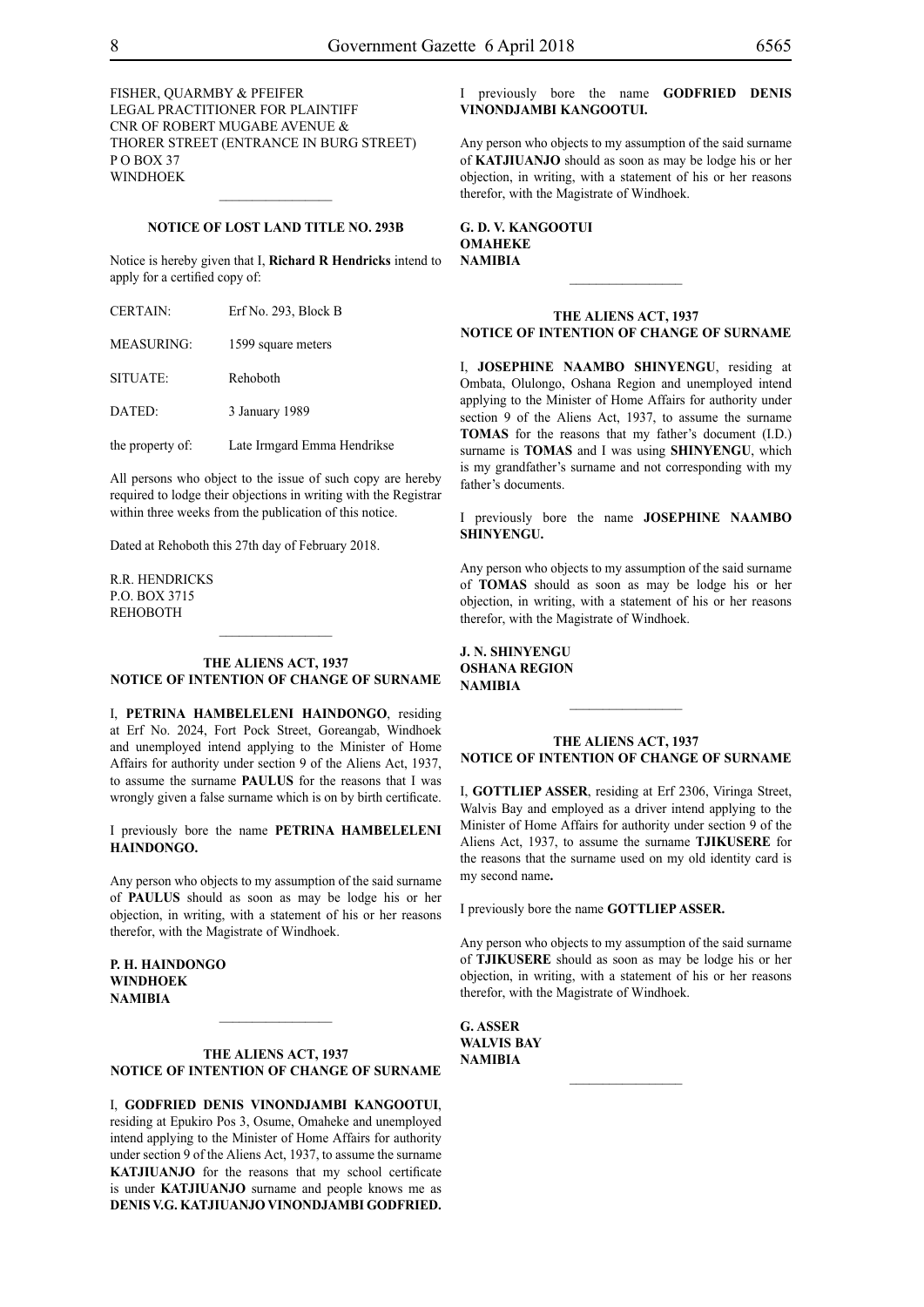FISHER, QUARMBY & PFEIFER
LEGAL PRACTITIONER FOR PLAINTIFF
CNR OF ROBERT MUGABE AVENUE &
THORER STREET (ENTRANCE IN BURG STREET)
P O BOX 37
WINDHOEK

---

**NOTICE OF LOST LAND TITLE NO. 293B**

Notice is hereby given that I, **Richard R Hendricks** intend to apply for a certified copy of:

| | |
|---|---|
| CERTAIN: | Erf No. 293, Block B |
| MEASURING: | 1599 square meters |
| SITUATE: | Rehoboth |
| DATED: | 3 January 1989 |
| the property of: | Late Irmgard Emma Hendrikse |

All persons who object to the issue of such copy are hereby required to lodge their objections in writing with the Registrar within three weeks from the publication of this notice.

Dated at Rehoboth this 27th day of February 2018.

R.R. HENDRICKS
P.O. BOX 3715
REHOBOTH

---

**THE ALIENS ACT, 1937**
**NOTICE OF INTENTION OF CHANGE OF SURNAME**

I, **PETRINA HAMBELELENI HAINDONGO**, residing at Erf No. 2024, Fort Pock Street, Goreangab, Windhoek and unemployed intend applying to the Minister of Home Affairs for authority under section 9 of the Aliens Act, 1937, to assume the surname **PAULUS** for the reasons that I was wrongly given a false surname which is on by birth certificate.

I previously bore the name **PETRINA HAMBELELENI HAINDONGO.**

Any person who objects to my assumption of the said surname of **PAULUS** should as soon as may be lodge his or her objection, in writing, with a statement of his or her reasons therefor, with the Magistrate of Windhoek.

**P. H. HAINDONGO**
**WINDHOEK**
**NAMIBIA**

---

**THE ALIENS ACT, 1937**
**NOTICE OF INTENTION OF CHANGE OF SURNAME**

I, **GODFRIED DENIS VINONDJAMBI KANGOOTUI**, residing at Epukiro Pos 3, Osume, Omaheke and unemployed intend applying to the Minister of Home Affairs for authority under section 9 of the Aliens Act, 1937, to assume the surname **KATJIUANJO** for the reasons that my school certificate is under **KATJIUANJO** surname and people knows me as **DENIS V.G. KATJIUANJO VINONDJAMBI GODFRIED.**

I previously bore the name **GODFRIED DENIS VINONDJAMBI KANGOOTUI.**

Any person who objects to my assumption of the said surname of **KATJIUANJO** should as soon as may be lodge his or her objection, in writing, with a statement of his or her reasons therefor, with the Magistrate of Windhoek.

**G. D. V. KANGOOTUI**
**OMAHEKE**
**NAMIBIA**

---

**THE ALIENS ACT, 1937**
**NOTICE OF INTENTION OF CHANGE OF SURNAME**

I, **JOSEPHINE NAAMBO SHINYENGU**, residing at Ombata, Olulongo, Oshana Region and unemployed intend applying to the Minister of Home Affairs for authority under section 9 of the Aliens Act, 1937, to assume the surname **TOMAS** for the reasons that my father's document (I.D.) surname is **TOMAS** and I was using **SHINYENGU**, which is my grandfather's surname and not corresponding with my father's documents.

I previously bore the name **JOSEPHINE NAAMBO SHINYENGU.**

Any person who objects to my assumption of the said surname of **TOMAS** should as soon as may be lodge his or her objection, in writing, with a statement of his or her reasons therefor, with the Magistrate of Windhoek.

**J. N. SHINYENGU**
**OSHANA REGION**
**NAMIBIA**

---

**THE ALIENS ACT, 1937**
**NOTICE OF INTENTION OF CHANGE OF SURNAME**

I, **GOTTLIEP ASSER**, residing at Erf 2306, Viringa Street, Walvis Bay and employed as a driver intend applying to the Minister of Home Affairs for authority under section 9 of the Aliens Act, 1937, to assume the surname **TJIKUSERE** for the reasons that the surname used on my old identity card is my second name**.**

I previously bore the name **GOTTLIEP ASSER.**

Any person who objects to my assumption of the said surname of **TJIKUSERE** should as soon as may be lodge his or her objection, in writing, with a statement of his or her reasons therefor, with the Magistrate of Windhoek.

**G. ASSER**
**WALVIS BAY**
**NAMIBIA**

---